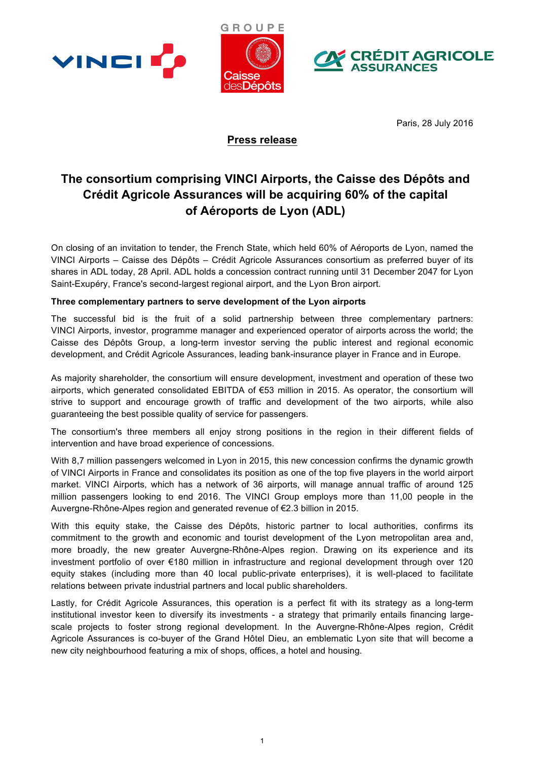Paris, 28 July 2016

**Press release**

# The consortium comprising VINCI Airports, the Caisse des Dépôts and Crédit Agricole Assurances will be acquiring 60% of the capital of Aéroports de Lyon (ADL)

On closing of an invitation to tender, the French State, which held 60% of Aéroports de Lyon, named the VINCI Airports – Caisse des Dépôts – Crédit Agricole Assurances consortium as preferred buyer of its shares in ADL today, 28 April. ADL holds a concession contract running until 31 December 2047 for Lyon Saint-Exupéry, France's second-largest regional airport, and the Lyon Bron airport.

**Three complementary partners to serve development of the Lyon airports**

The successful bid is the fruit of a solid partnership between three complementary partners: VINCI Airports, investor, programme manager and experienced operator of airports across the world; the Caisse des Dépôts Group, a long-term investor serving the public interest and regional economic development, and Crédit Agricole Assurances, leading bank-insurance player in France and in Europe.

As majority shareholder, the consortium will ensure development, investment and operation of these two airports, which generated consolidated EBITDA of €53 million in 2015. As operator, the consortium will strive to support and encourage growth of traffic and development of the two airports, while also guaranteeing the best possible quality of service for passengers.

The consortium's three members all enjoy strong positions in the region in their different fields of intervention and have broad experience of concessions.

With 8,7 million passengers welcomed in Lyon in 2015, this new concession confirms the dynamic growth of VINCI Airports in France and consolidates its position as one of the top five players in the world airport market. VINCI Airports, which has a network of 36 airports, will manage annual traffic of around 125 million passengers looking to end 2016. The VINCI Group employs more than 11,00 people in the Auvergne-Rhône-Alpes region and generated revenue of €2.3 billion in 2015.

With this equity stake, the Caisse des Dépôts, historic partner to local authorities, confirms its commitment to the growth and economic and tourist development of the Lyon metropolitan area and, more broadly, the new greater Auvergne-Rhône-Alpes region. Drawing on its experience and its investment portfolio of over €180 million in infrastructure and regional development through over 120 equity stakes (including more than 40 local public-private enterprises), it is well-placed to facilitate relations between private industrial partners and local public shareholders.

Lastly, for Crédit Agricole Assurances, this operation is a perfect fit with its strategy as a long-term institutional investor keen to diversify its investments - a strategy that primarily entails financing large-scale projects to foster strong regional development. In the Auvergne-Rhône-Alpes region, Crédit Agricole Assurances is co-buyer of the Grand Hôtel Dieu, an emblematic Lyon site that will become a new city neighbourhood featuring a mix of shops, offices, a hotel and housing.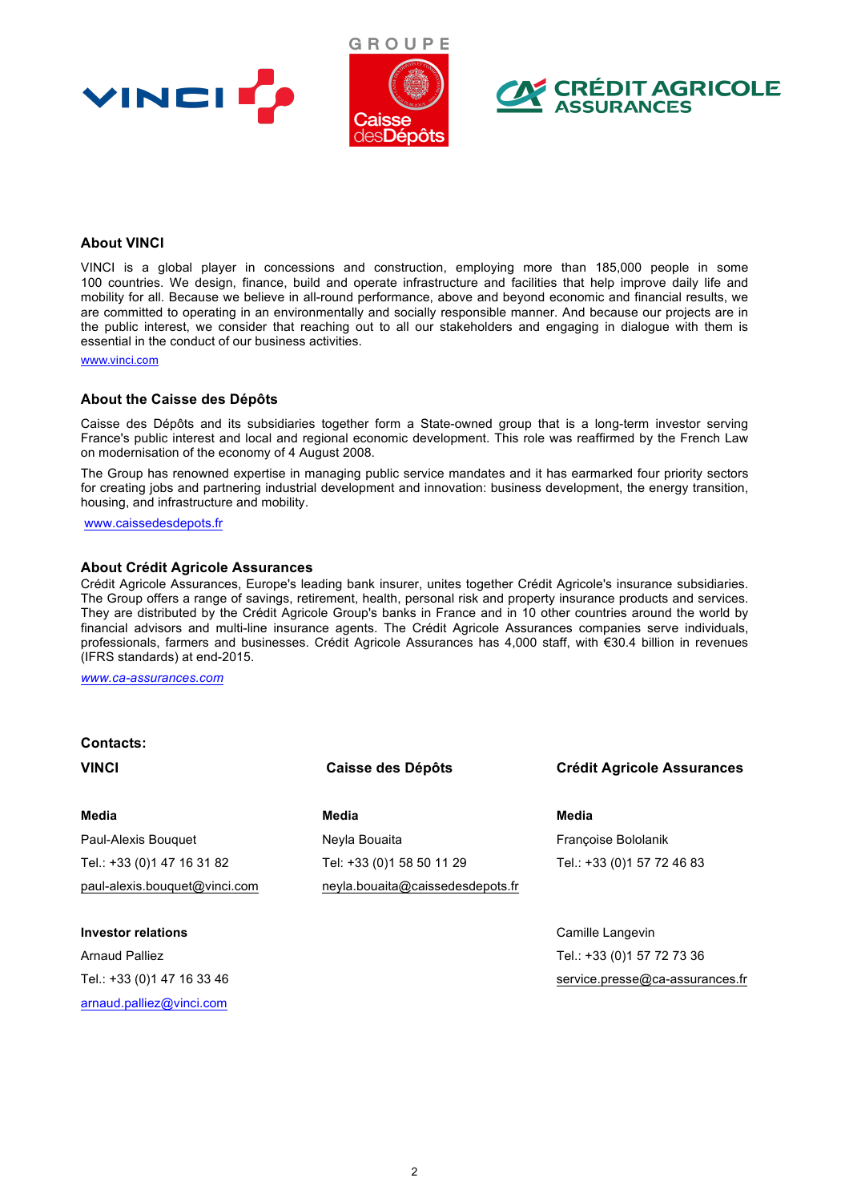### About VINCI

VINCI is a global player in concessions and construction, employing more than 185,000 people in some 100 countries. We design, finance, build and operate infrastructure and facilities that help improve daily life and mobility for all. Because we believe in all-round performance, above and beyond economic and financial results, we are committed to operating in an environmentally and socially responsible manner. And because our projects are in the public interest, we consider that reaching out to all our stakeholders and engaging in dialogue with them is essential in the conduct of our business activities.

www.vinci.com

### About the Caisse des Dépôts

Caisse des Dépôts and its subsidiaries together form a State-owned group that is a long-term investor serving France's public interest and local and regional economic development. This role was reaffirmed by the French Law on modernisation of the economy of 4 August 2008.

The Group has renowned expertise in managing public service mandates and it has earmarked four priority sectors for creating jobs and partnering industrial development and innovation: business development, the energy transition, housing, and infrastructure and mobility.

www.caissedesdepots.fr

### About Crédit Agricole Assurances

Crédit Agricole Assurances, Europe's leading bank insurer, unites together Crédit Agricole's insurance subsidiaries. The Group offers a range of savings, retirement, health, personal risk and property insurance products and services. They are distributed by the Crédit Agricole Group's banks in France and in 10 other countries around the world by financial advisors and multi-line insurance agents. The Crédit Agricole Assurances companies serve individuals, professionals, farmers and businesses. Crédit Agricole Assurances has 4,000 staff, with €30.4 billion in revenues (IFRS standards) at end-2015.

*www.ca-assurances.com*

**Contacts:**

**VINCI**

**Media**

Paul-Alexis Bouquet
Tel.: +33 (0)1 47 16 31 82
paul-alexis.bouquet@vinci.com

**Investor relations**

Arnaud Palliez
Tel.: +33 (0)1 47 16 33 46
arnaud.palliez@vinci.com

**Caisse des Dépôts**

**Media**

Neyla Bouaita
Tel: +33 (0)1 58 50 11 29
neyla.bouaita@caissedesdepots.fr

**Crédit Agricole Assurances**

**Media**

Françoise Bololanik
Tel.: +33 (0)1 57 72 46 83

Camille Langevin
Tel.: +33 (0)1 57 72 73 36
service.presse@ca-assurances.fr